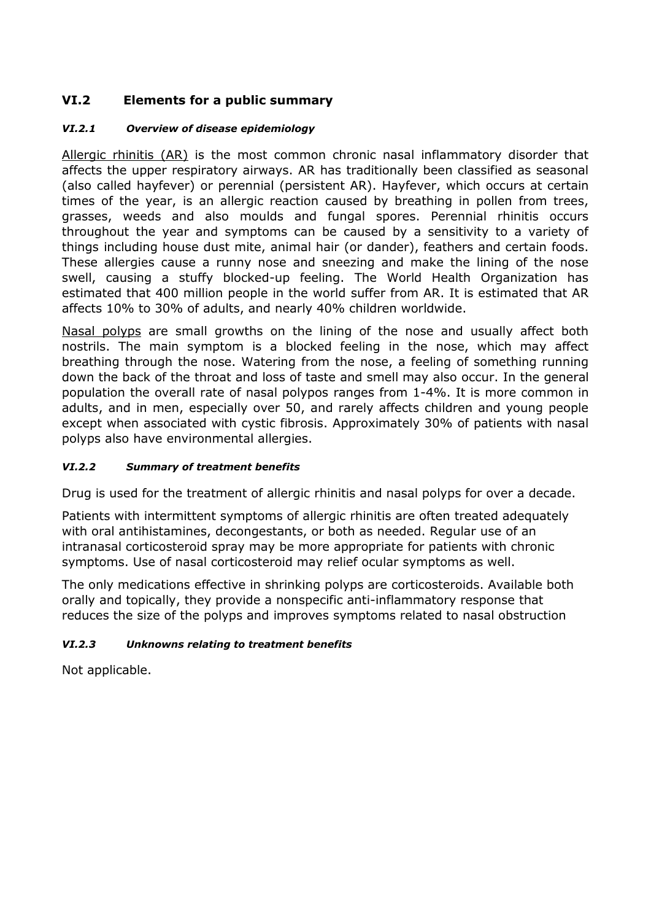## VI.2 Elements for a public summary

### *VI.2.1 Overview of disease epidemiology*

Allergic rhinitis (AR) is the most common chronic nasal inflammatory disorder that affects the upper respiratory airways. AR has traditionally been classified as seasonal (also called hayfever) or perennial (persistent AR). Hayfever, which occurs at certain times of the year, is an allergic reaction caused by breathing in pollen from trees, grasses, weeds and also moulds and fungal spores. Perennial rhinitis occurs throughout the year and symptoms can be caused by a sensitivity to a variety of things including house dust mite, animal hair (or dander), feathers and certain foods. These allergies cause a runny nose and sneezing and make the lining of the nose swell, causing a stuffy blocked-up feeling. The World Health Organization has estimated that 400 million people in the world suffer from AR. It is estimated that AR affects 10% to 30% of adults, and nearly 40% children worldwide.

Nasal polyps are small growths on the lining of the nose and usually affect both nostrils. The main symptom is a blocked feeling in the nose, which may affect breathing through the nose. Watering from the nose, a feeling of something running down the back of the throat and loss of taste and smell may also occur. In the general population the overall rate of nasal polypos ranges from 1-4%. It is more common in adults, and in men, especially over 50, and rarely affects children and young people except when associated with cystic fibrosis. Approximately 30% of patients with nasal polyps also have environmental allergies.

### *VI.2.2 Summary of treatment benefits*

Drug is used for the treatment of allergic rhinitis and nasal polyps for over a decade.

Patients with intermittent symptoms of allergic rhinitis are often treated adequately with oral antihistamines, decongestants, or both as needed. Regular use of an intranasal corticosteroid spray may be more appropriate for patients with chronic symptoms. Use of nasal corticosteroid may relief ocular symptoms as well.

The only medications effective in shrinking polyps are corticosteroids. Available both orally and topically, they provide a nonspecific anti-inflammatory response that reduces the size of the polyps and improves symptoms related to nasal obstruction

### *VI.2.3 Unknowns relating to treatment benefits*

Not applicable.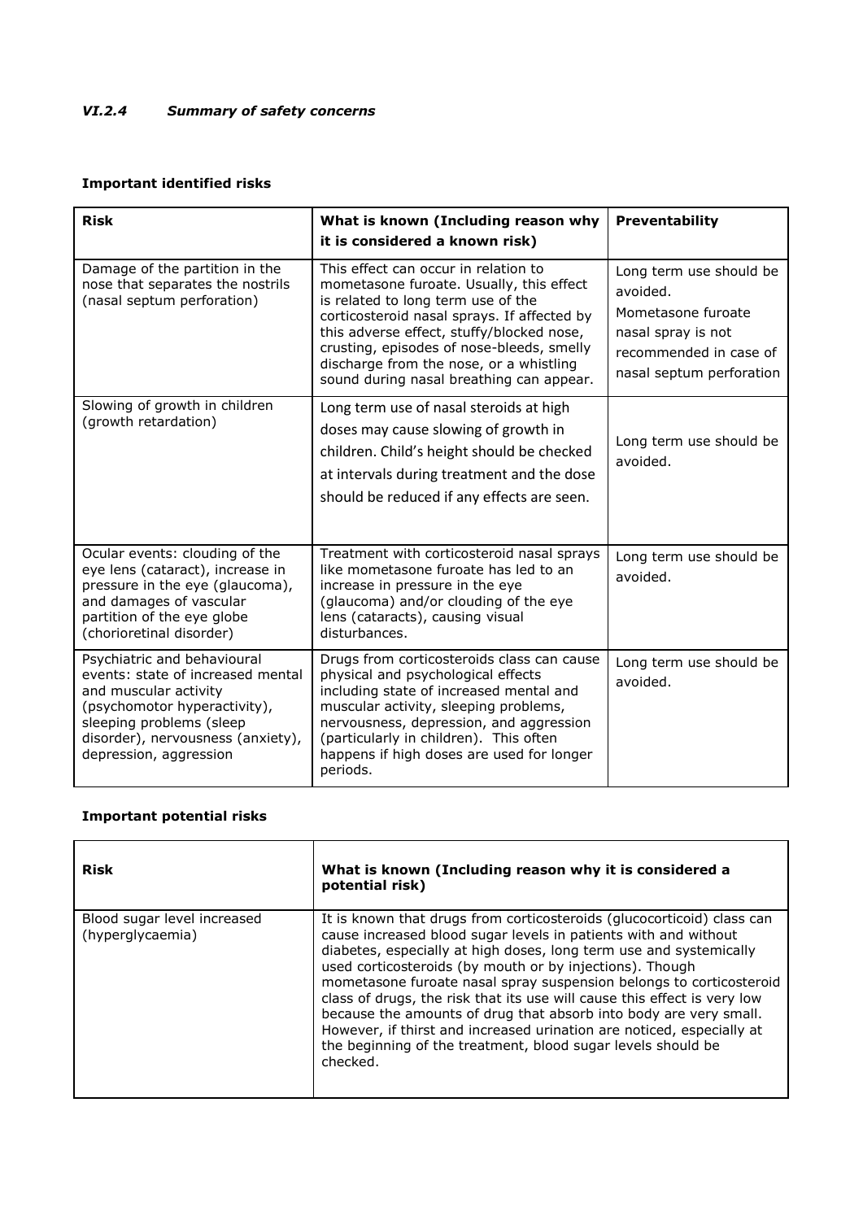### *VI.2.4 Summary of safety concerns*

**Important identified risks**

| **Risk** | **What is known (Including reason why it is considered a known risk)** | **Preventability** |
|---|---|---|
| Damage of the partition in the nose that separates the nostrils (nasal septum perforation) | This effect can occur in relation to mometasone furoate. Usually, this effect is related to long term use of the corticosteroid nasal sprays. If affected by this adverse effect, stuffy/blocked nose, crusting, episodes of nose-bleeds, smelly discharge from the nose, or a whistling sound during nasal breathing can appear. | Long term use should be avoided. Mometasone furoate nasal spray is not recommended in case of nasal septum perforation |
| Slowing of growth in children (growth retardation) | Long term use of nasal steroids at high doses may cause slowing of growth in children. Child's height should be checked at intervals during treatment and the dose should be reduced if any effects are seen. | Long term use should be avoided. |
| Ocular events: clouding of the eye lens (cataract), increase in pressure in the eye (glaucoma), and damages of vascular partition of the eye globe (chorioretinal disorder) | Treatment with corticosteroid nasal sprays like mometasone furoate has led to an increase in pressure in the eye (glaucoma) and/or clouding of the eye lens (cataracts), causing visual disturbances. | Long term use should be avoided. |
| Psychiatric and behavioural events: state of increased mental and muscular activity (psychomotor hyperactivity), sleeping problems (sleep disorder), nervousness (anxiety), depression, aggression | Drugs from corticosteroids class can cause physical and psychological effects including state of increased mental and muscular activity, sleeping problems, nervousness, depression, and aggression (particularly in children). This often happens if high doses are used for longer periods. | Long term use should be avoided. |

**Important potential risks**

| **Risk** | **What is known (Including reason why it is considered a potential risk)** |
|---|---|
| Blood sugar level increased (hyperglycaemia) | It is known that drugs from corticosteroids (glucocorticoid) class can cause increased blood sugar levels in patients with and without diabetes, especially at high doses, long term use and systemically used corticosteroids (by mouth or by injections). Though mometasone furoate nasal spray suspension belongs to corticosteroid class of drugs, the risk that its use will cause this effect is very low because the amounts of drug that absorb into body are very small. However, if thirst and increased urination are noticed, especially at the beginning of the treatment, blood sugar levels should be checked. |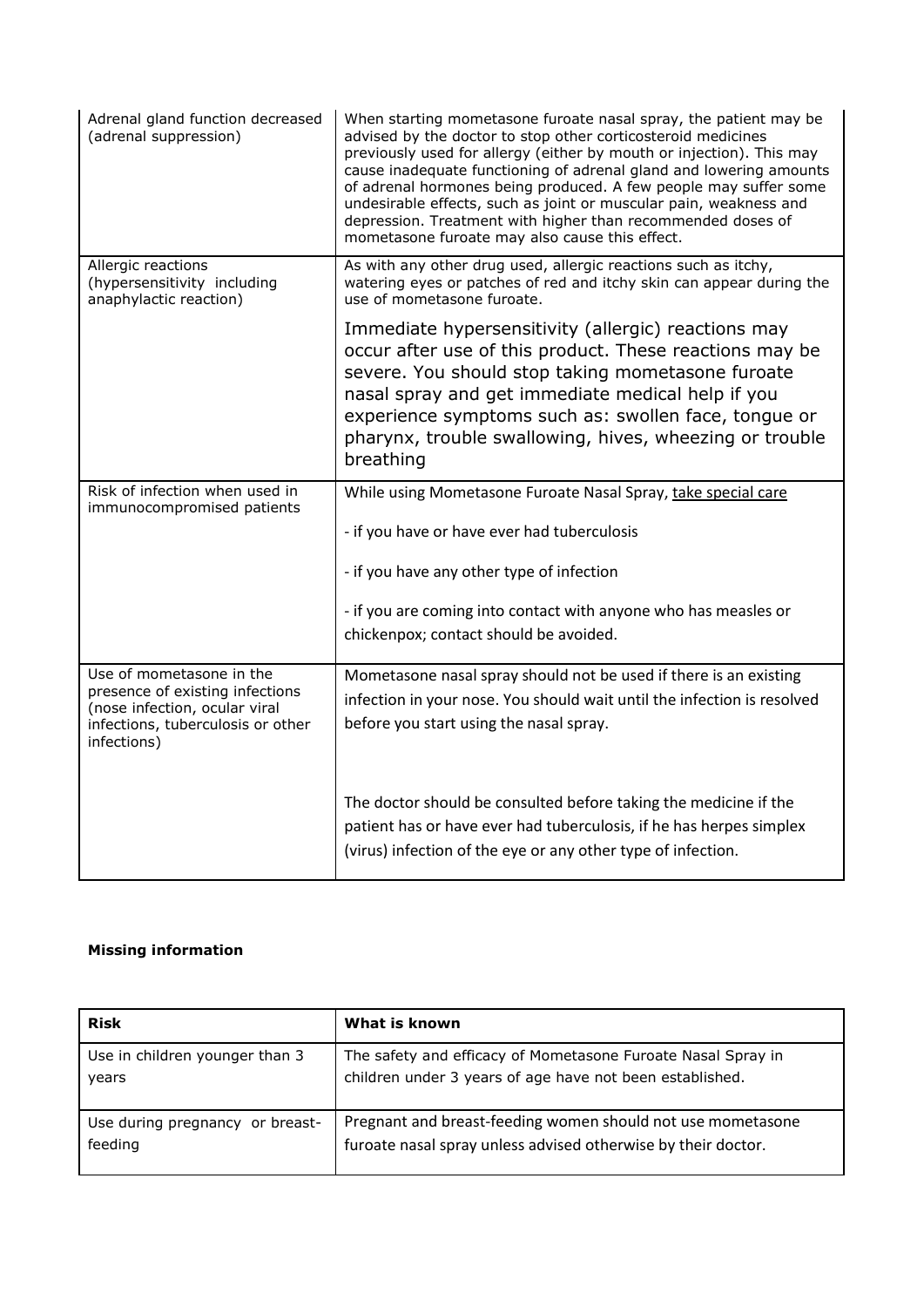| | |
|---|---|
| Adrenal gland function decreased (adrenal suppression) | When starting mometasone furoate nasal spray, the patient may be advised by the doctor to stop other corticosteroid medicines previously used for allergy (either by mouth or injection). This may cause inadequate functioning of adrenal gland and lowering amounts of adrenal hormones being produced. A few people may suffer some undesirable effects, such as joint or muscular pain, weakness and depression. Treatment with higher than recommended doses of mometasone furoate may also cause this effect. |
| Allergic reactions (hypersensitivity including anaphylactic reaction) | As with any other drug used, allergic reactions such as itchy, watering eyes or patches of red and itchy skin can appear during the use of mometasone furoate.<br><br>Immediate hypersensitivity (allergic) reactions may occur after use of this product. These reactions may be severe. You should stop taking mometasone furoate nasal spray and get immediate medical help if you experience symptoms such as: swollen face, tongue or pharynx, trouble swallowing, hives, wheezing or trouble breathing |
| Risk of infection when used in immunocompromised patients | While using Mometasone Furoate Nasal Spray, <u>take special care</u><br><br>- if you have or have ever had tuberculosis<br><br>- if you have any other type of infection<br><br>- if you are coming into contact with anyone who has measles or chickenpox; contact should be avoided. |
| Use of mometasone in the presence of existing infections (nose infection, ocular viral infections, tuberculosis or other infections) | Mometasone nasal spray should not be used if there is an existing infection in your nose. You should wait until the infection is resolved before you start using the nasal spray.<br><br>The doctor should be consulted before taking the medicine if the patient has or have ever had tuberculosis, if he has herpes simplex (virus) infection of the eye or any other type of infection. |

**Missing information**

| **Risk** | **What is known** |
|---|---|
| Use in children younger than 3 years | The safety and efficacy of Mometasone Furoate Nasal Spray in children under 3 years of age have not been established. |
| Use during pregnancy or breast-feeding | Pregnant and breast-feeding women should not use mometasone furoate nasal spray unless advised otherwise by their doctor. |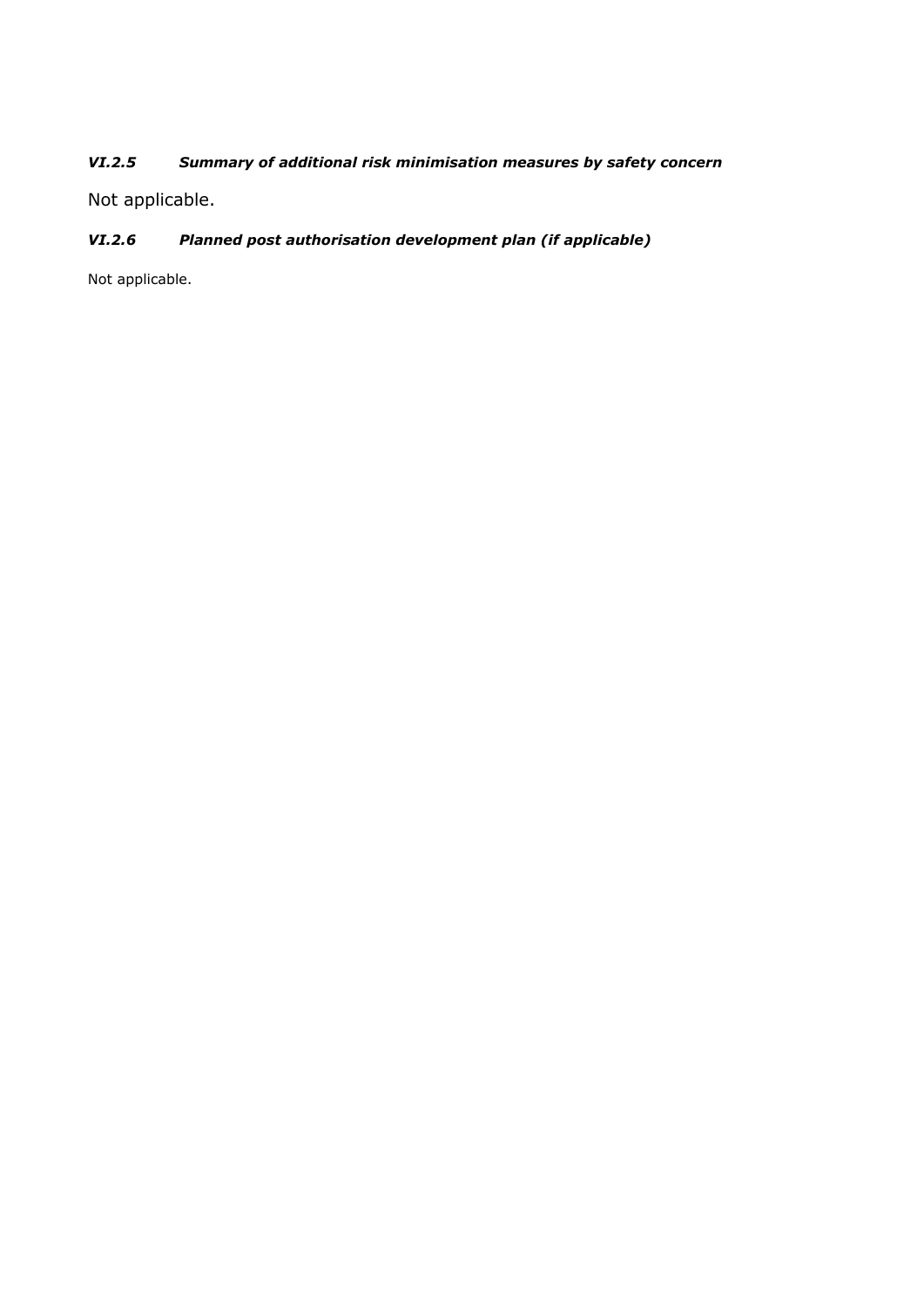### *VI.2.5 Summary of additional risk minimisation measures by safety concern*

Not applicable.

### *VI.2.6 Planned post authorisation development plan (if applicable)*

Not applicable.